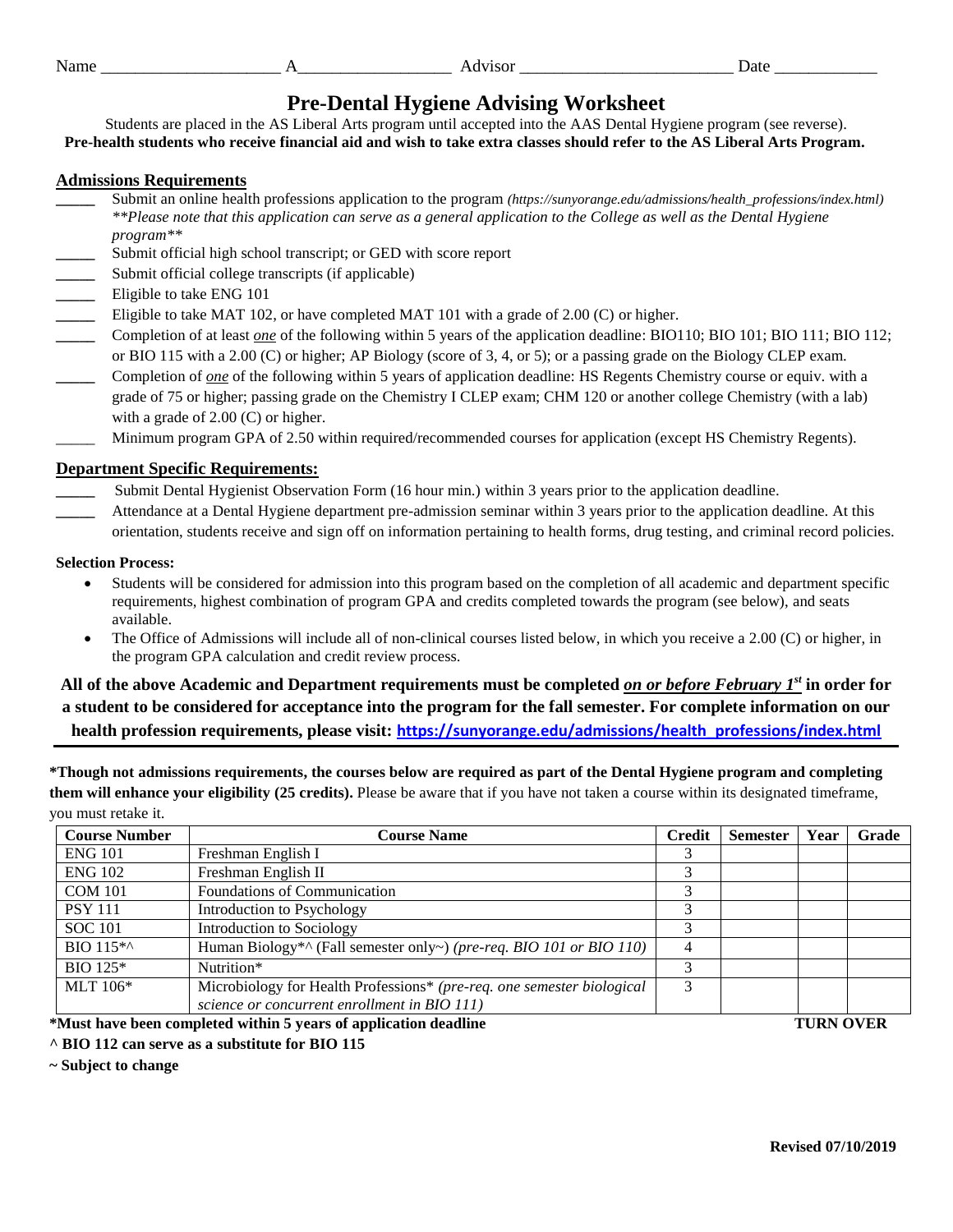Name ____________________ A_________________ Advisor ________________________ Date ___________

# Pre-Dental Hygiene Advising Worksheet

Students are placed in the AS Liberal Arts program until accepted into the AAS Dental Hygiene program (see reverse).
**Pre-health students who receive financial aid and wish to take extra classes should refer to the AS Liberal Arts Program.**

## Admissions Requirements

_____ Submit an online health professions application to the program *(https://sunyorange.edu/admissions/health_professions/index.html)* *\*\*Please note that this application can serve as a general application to the College as well as the Dental Hygiene program\*\**

_____ Submit official high school transcript; or GED with score report

_____ Submit official college transcripts (if applicable)

_____ Eligible to take ENG 101

_____ Eligible to take MAT 102, or have completed MAT 101 with a grade of 2.00 (C) or higher.

_____ Completion of at least ***one*** of the following within 5 years of the application deadline: BIO110; BIO 101; BIO 111; BIO 112; or BIO 115 with a 2.00 (C) or higher; AP Biology (score of 3, 4, or 5); or a passing grade on the Biology CLEP exam.

_____ Completion of ***one*** of the following within 5 years of application deadline: HS Regents Chemistry course or equiv. with a grade of 75 or higher; passing grade on the Chemistry I CLEP exam; CHM 120 or another college Chemistry (with a lab) with a grade of 2.00 (C) or higher.

_____ Minimum program GPA of 2.50 within required/recommended courses for application (except HS Chemistry Regents).

## Department Specific Requirements:

_____ Submit Dental Hygienist Observation Form (16 hour min.) within 3 years prior to the application deadline.

_____ Attendance at a Dental Hygiene department pre-admission seminar within 3 years prior to the application deadline. At this orientation, students receive and sign off on information pertaining to health forms, drug testing, and criminal record policies.

**Selection Process:**

- Students will be considered for admission into this program based on the completion of all academic and department specific requirements, highest combination of program GPA and credits completed towards the program (see below), and seats available.
- The Office of Admissions will include all of non-clinical courses listed below, in which you receive a 2.00 (C) or higher, in the program GPA calculation and credit review process.

**All of the above Academic and Department requirements must be completed *on or before February 1st* in order for a student to be considered for acceptance into the program for the fall semester. For complete information on our health profession requirements, please visit: https://sunyorange.edu/admissions/health_professions/index.html**

---

**\*Though not admissions requirements, the courses below are required as part of the Dental Hygiene program and completing them will enhance your eligibility (25 credits).** Please be aware that if you have not taken a course within its designated timeframe, you must retake it.

| Course Number | Course Name | Credit | Semester | Year | Grade |
|---|---|---|---|---|---|
| ENG 101 | Freshman English I | 3 | | | |
| ENG 102 | Freshman English II | 3 | | | |
| COM 101 | Foundations of Communication | 3 | | | |
| PSY 111 | Introduction to Psychology | 3 | | | |
| SOC 101 | Introduction to Sociology | 3 | | | |
| BIO 115*^ | Human Biology*^ (Fall semester only~) *(pre-req. BIO 101 or BIO 110)* | 4 | | | |
| BIO 125* | Nutrition* | 3 | | | |
| MLT 106* | Microbiology for Health Professions* *(pre-req. one semester biological science or concurrent enrollment in BIO 111)* | 3 | | | |

**\*Must have been completed within 5 years of application deadline** **TURN OVER**

**^ BIO 112 can serve as a substitute for BIO 115**

**~ Subject to change**

**Revised 07/10/2019**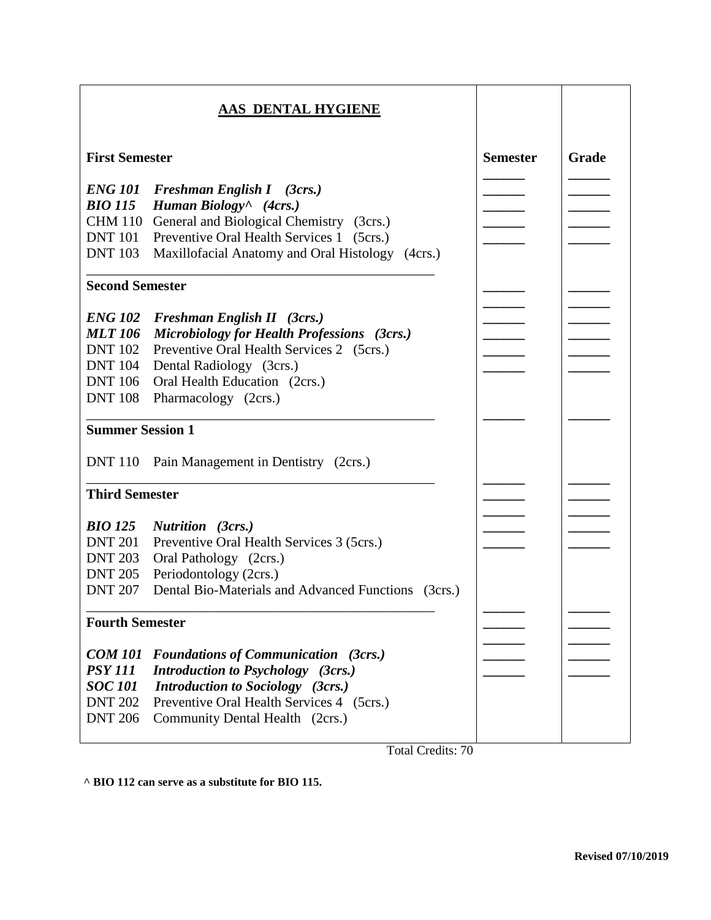| AAS DENTAL HYGIENE | Semester | Grade |
|---|---|---|
| **First Semester** | | |
| ***ENG 101 Freshman English I (3crs.)*** | ______ | ______ |
| ***BIO 115 Human Biology^ (4crs.)*** | ______ | ______ |
| CHM 110 General and Biological Chemistry (3crs.) | ______ | ______ |
| DNT 101 Preventive Oral Health Services 1 (5crs.) | ______ | ______ |
| DNT 103 Maxillofacial Anatomy and Oral Histology (4crs.) | ______ | ______ |
| **Second Semester** | | |
| ***ENG 102 Freshman English II (3crs.)*** | ______ | ______ |
| ***MLT 106 Microbiology for Health Professions (3crs.)*** | ______ | ______ |
| DNT 102 Preventive Oral Health Services 2 (5crs.) | ______ | ______ |
| DNT 104 Dental Radiology (3crs.) | ______ | ______ |
| DNT 106 Oral Health Education (2crs.) | ______ | ______ |
| DNT 108 Pharmacology (2crs.) | ______ | ______ |
| **Summer Session 1** | | |
| DNT 110 Pain Management in Dentistry (2crs.) | ______ | ______ |
| **Third Semester** | | |
| ***BIO 125 Nutrition (3crs.)*** | ______ | ______ |
| DNT 201 Preventive Oral Health Services 3 (5crs.) | ______ | ______ |
| DNT 203 Oral Pathology (2crs.) | ______ | ______ |
| DNT 205 Periodontology (2crs.) | ______ | ______ |
| DNT 207 Dental Bio-Materials and Advanced Functions (3crs.) | ______ | ______ |
| **Fourth Semester** | | |
| ***COM 101 Foundations of Communication (3crs.)*** | ______ | ______ |
| ***PSY 111 Introduction to Psychology (3crs.)*** | ______ | ______ |
| ***SOC 101 Introduction to Sociology (3crs.)*** | ______ | ______ |
| DNT 202 Preventive Oral Health Services 4 (5crs.) | ______ | ______ |
| DNT 206 Community Dental Health (2crs.) | ______ | ______ |

Total Credits: 70

**^ BIO 112 can serve as a substitute for BIO 115.**

**Revised 07/10/2019**